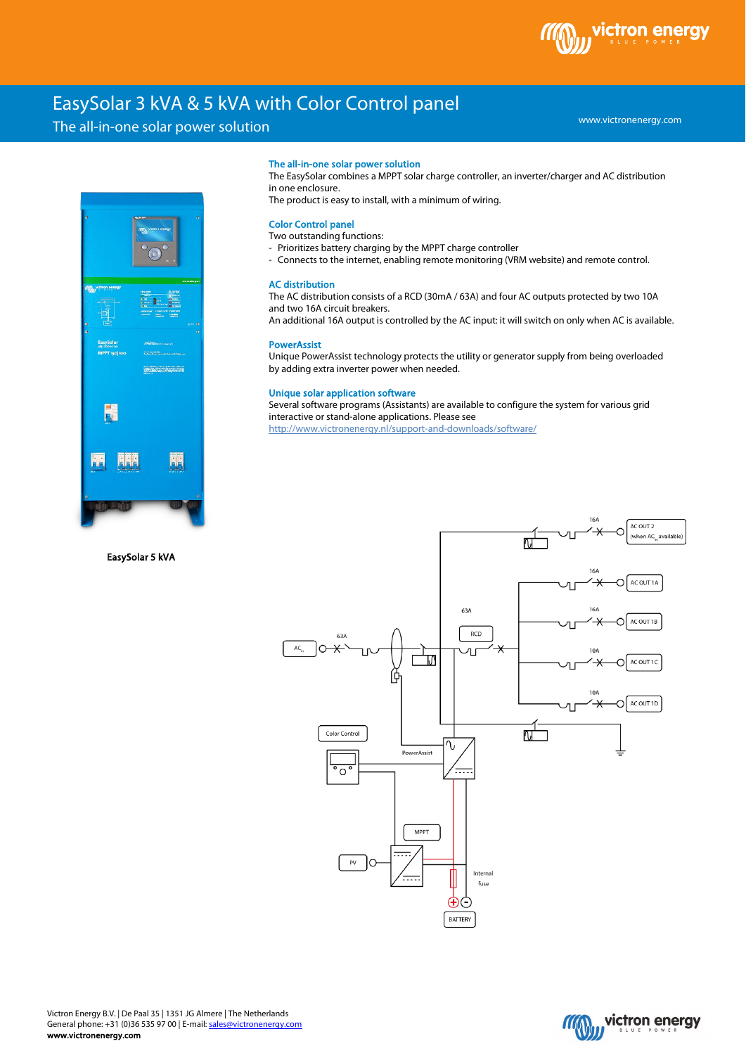# EasySolar 3 kVA & 5 kVA with Color Control panel

## The all-in-one solar power solution

www.victronenergy.com

EasySolar 5 kVA

### The all-in-one solar power solution

The EasySolar combines a MPPT solar charge controller, an inverter/charger and AC distribution in one enclosure.
The product is easy to install, with a minimum of wiring.

### Color Control panel

Two outstanding functions:

- Prioritizes battery charging by the MPPT charge controller
- Connects to the internet, enabling remote monitoring (VRM website) and remote control.

### AC distribution

The AC distribution consists of a RCD (30mA / 63A) and four AC outputs protected by two 10A and two 16A circuit breakers.
An additional 16A output is controlled by the AC input: it will switch on only when AC is available.

### PowerAssist

Unique PowerAssist technology protects the utility or generator supply from being overloaded by adding extra inverter power when needed.

### Unique solar application software

Several software programs (Assistants) are available to configure the system for various grid interactive or stand-alone applications. Please see
http://www.victronenergy.nl/support-and-downloads/software/

Victron Energy B.V. | De Paal 35 | 1351 JG Almere | The Netherlands
General phone: +31 (0)36 535 97 00 | E-mail: sales@victronenergy.com
**www.victronenergy.com**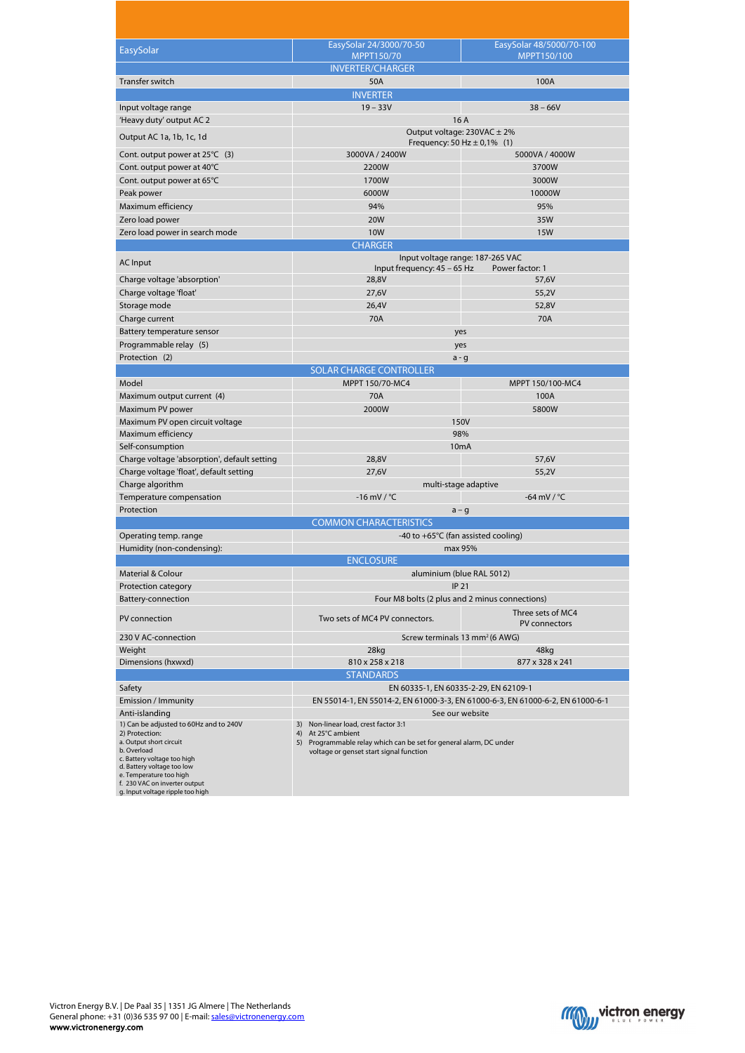| EasySolar | EasySolar 24/3000/70-50 MPPT150/70 | EasySolar 48/5000/70-100 MPPT150/100 |
|---|---|---|
| **INVERTER/CHARGER** | | |
| Transfer switch | 50A | 100A |
| **INVERTER** | | |
| Input voltage range | 19 – 33V | 38 – 66V |
| 'Heavy duty' output AC 2 | 16 A | |
| Output AC 1a, 1b, 1c, 1d | Output voltage: 230VAC ± 2%<br>Frequency: 50 Hz ± 0,1% (1) | |
| Cont. output power at 25°C (3) | 3000VA / 2400W | 5000VA / 4000W |
| Cont. output power at 40°C | 2200W | 3700W |
| Cont. output power at 65°C | 1700W | 3000W |
| Peak power | 6000W | 10000W |
| Maximum efficiency | 94% | 95% |
| Zero load power | 20W | 35W |
| Zero load power in search mode | 10W | 15W |
| **CHARGER** | | |
| AC Input | Input voltage range: 187-265 VAC<br>Input frequency: 45 – 65 Hz Power factor: 1 | |
| Charge voltage 'absorption' | 28,8V | 57,6V |
| Charge voltage 'float' | 27,6V | 55,2V |
| Storage mode | 26,4V | 52,8V |
| Charge current | 70A | 70A |
| Battery temperature sensor | yes | |
| Programmable relay (5) | yes | |
| Protection (2) | a - g | |
| **SOLAR CHARGE CONTROLLER** | | |
| Model | MPPT 150/70-MC4 | MPPT 150/100-MC4 |
| Maximum output current (4) | 70A | 100A |
| Maximum PV power | 2000W | 5800W |
| Maximum PV open circuit voltage | 150V | |
| Maximum efficiency | 98% | |
| Self-consumption | 10mA | |
| Charge voltage 'absorption', default setting | 28,8V | 57,6V |
| Charge voltage 'float', default setting | 27,6V | 55,2V |
| Charge algorithm | multi-stage adaptive | |
| Temperature compensation | -16 mV / °C | -64 mV / °C |
| Protection | a – g | |
| **COMMON CHARACTERISTICS** | | |
| Operating temp. range | -40 to +65°C (fan assisted cooling) | |
| Humidity (non-condensing): | max 95% | |
| **ENCLOSURE** | | |
| Material & Colour | aluminium (blue RAL 5012) | |
| Protection category | IP 21 | |
| Battery-connection | Four M8 bolts (2 plus and 2 minus connections) | |
| PV connection | Two sets of MC4 PV connectors. | Three sets of MC4 PV connectors |
| 230 V AC-connection | Screw terminals 13 mm² (6 AWG) | |
| Weight | 28kg | 48kg |
| Dimensions (hxwxd) | 810 x 258 x 218 | 877 x 328 x 241 |
| **STANDARDS** | | |
| Safety | EN 60335-1, EN 60335-2-29, EN 62109-1 | |
| Emission / Immunity | EN 55014-1, EN 55014-2, EN 61000-3-3, EN 61000-6-3, EN 61000-6-2, EN 61000-6-1 | |
| Anti-islanding | See our website | |

1) Can be adjusted to 60Hz and to 240V
2) Protection:
a. Output short circuit
b. Overload
c. Battery voltage too high
d. Battery voltage too low
e. Temperature too high
f. 230 VAC on inverter output
g. Input voltage ripple too high
3) Non-linear load, crest factor 3:1
4) At 25°C ambient
5) Programmable relay which can be set for general alarm, DC under voltage or genset start signal function

Victron Energy B.V. | De Paal 35 | 1351 JG Almere | The Netherlands
General phone: +31 (0)36 535 97 00 | E-mail: sales@victronenergy.com
**www.victronenergy.com**